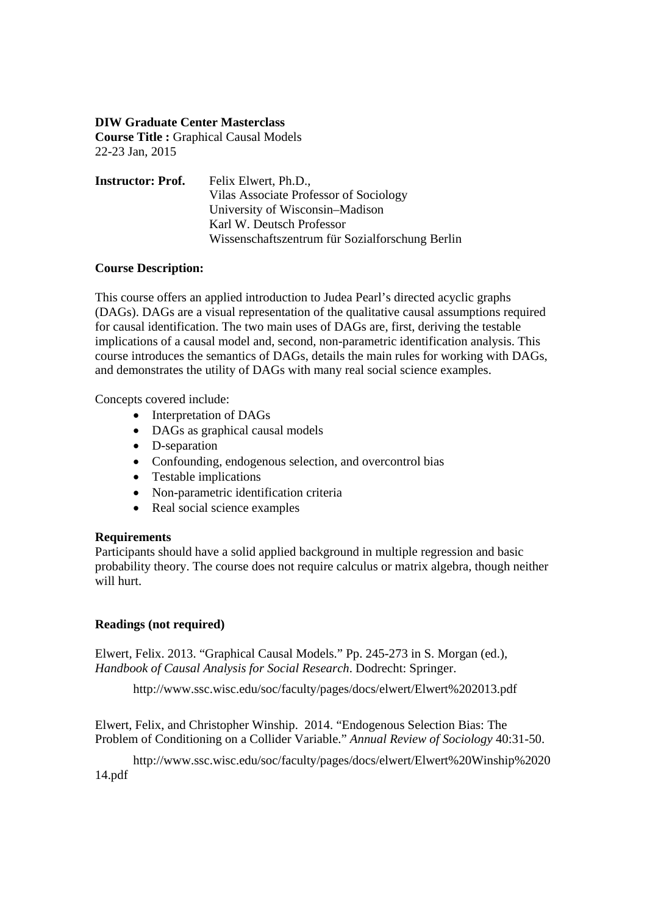**DIW Graduate Center Masterclass**
**Course Title :** Graphical Causal Models
22-23 Jan, 2015

**Instructor: Prof.** Felix Elwert, Ph.D.,
Vilas Associate Professor of Sociology
University of Wisconsin–Madison
Karl W. Deutsch Professor
Wissenschaftszentrum für Sozialforschung Berlin

**Course Description:**

This course offers an applied introduction to Judea Pearl's directed acyclic graphs (DAGs). DAGs are a visual representation of the qualitative causal assumptions required for causal identification. The two main uses of DAGs are, first, deriving the testable implications of a causal model and, second, non-parametric identification analysis. This course introduces the semantics of DAGs, details the main rules for working with DAGs, and demonstrates the utility of DAGs with many real social science examples.

Concepts covered include:

- Interpretation of DAGs
- DAGs as graphical causal models
- D-separation
- Confounding, endogenous selection, and overcontrol bias
- Testable implications
- Non-parametric identification criteria
- Real social science examples

**Requirements**

Participants should have a solid applied background in multiple regression and basic probability theory. The course does not require calculus or matrix algebra, though neither will hurt.

**Readings (not required)**

Elwert, Felix. 2013. "Graphical Causal Models." Pp. 245-273 in S. Morgan (ed.), *Handbook of Causal Analysis for Social Research*. Dodrecht: Springer.

http://www.ssc.wisc.edu/soc/faculty/pages/docs/elwert/Elwert%202013.pdf

Elwert, Felix, and Christopher Winship. 2014. "Endogenous Selection Bias: The Problem of Conditioning on a Collider Variable." *Annual Review of Sociology* 40:31-50.

http://www.ssc.wisc.edu/soc/faculty/pages/docs/elwert/Elwert%20Winship%2020 14.pdf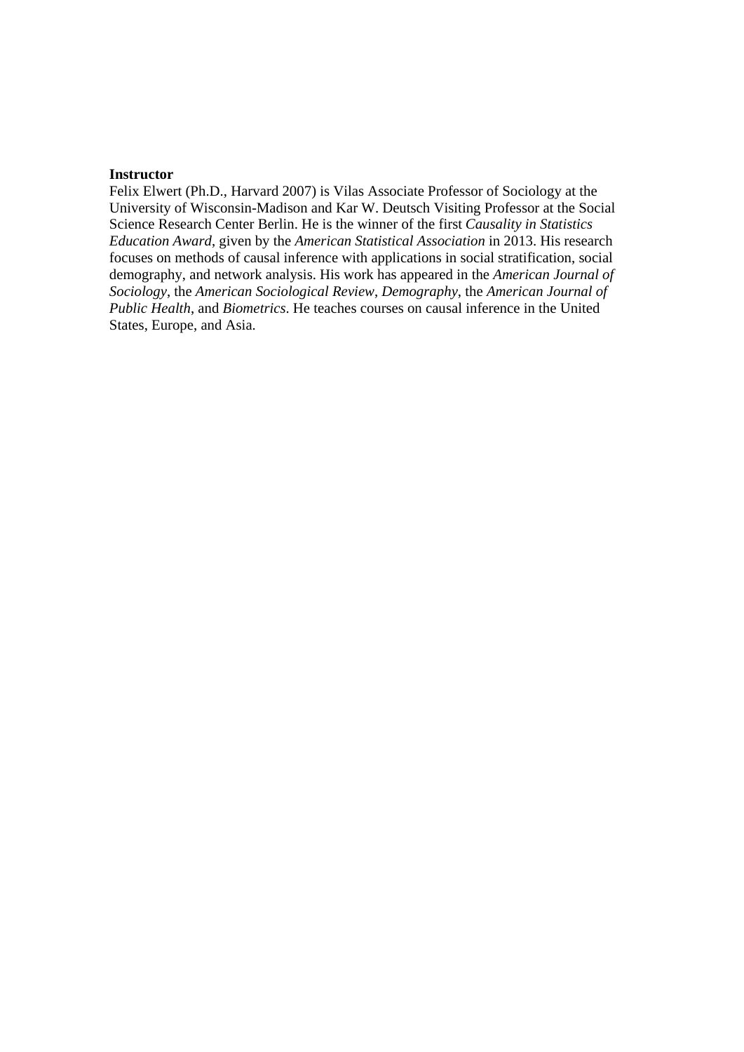**Instructor**

Felix Elwert (Ph.D., Harvard 2007) is Vilas Associate Professor of Sociology at the University of Wisconsin-Madison and Kar W. Deutsch Visiting Professor at the Social Science Research Center Berlin. He is the winner of the first *Causality in Statistics Education Award*, given by the *American Statistical Association* in 2013. His research focuses on methods of causal inference with applications in social stratification, social demography, and network analysis. His work has appeared in the *American Journal of Sociology*, the *American Sociological Review*, *Demography*, the *American Journal of Public Health*, and *Biometrics*. He teaches courses on causal inference in the United States, Europe, and Asia.